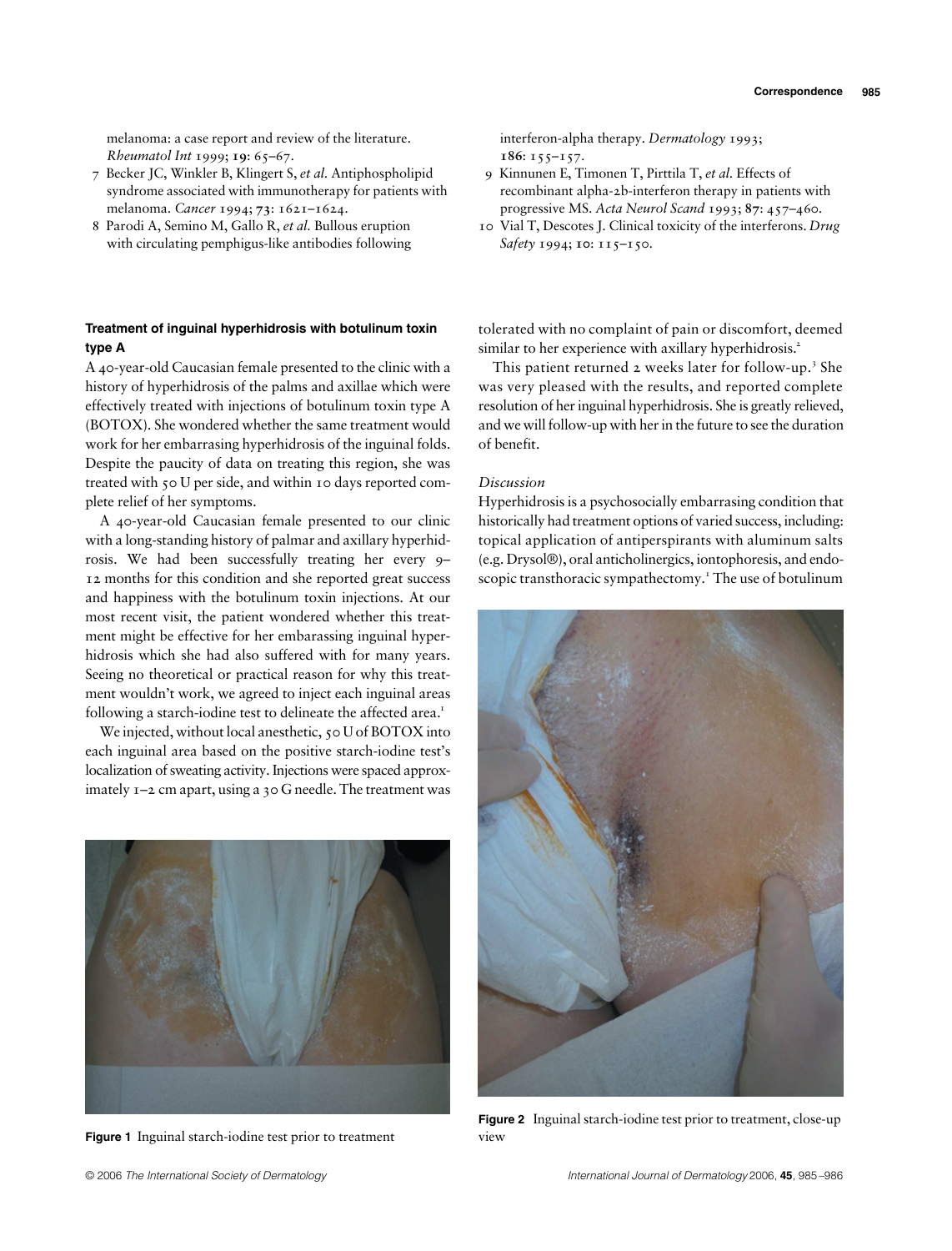melanoma: a case report and review of the literature. *Rheumatol Int* 1999; **19**: 65–67.

7 Becker JC, Winkler B, Klingert S, *et al.* Antiphospholipid syndrome associated with immunotherapy for patients with melanoma. *Cancer* 1994; **73**: 1621–1624.

8 Parodi A, Semino M, Gallo R, *et al.* Bullous eruption with circulating pemphigus-like antibodies following interferon-alpha therapy. *Dermatology* 1993; **186**: 155–157.

9 Kinnunen E, Timonen T, Pirttila T, *et al.* Effects of recombinant alpha-2b-interferon therapy in patients with progressive MS. *Acta Neurol Scand* 1993; **87**: 457–460.

10 Vial T, Descotes J. Clinical toxicity of the interferons. *Drug Safety* 1994; **10**: 115–150.

## Treatment of inguinal hyperhidrosis with botulinum toxin type A

A 40-year-old Caucasian female presented to the clinic with a history of hyperhidrosis of the palms and axillae which were effectively treated with injections of botulinum toxin type A (BOTOX). She wondered whether the same treatment would work for her embarrasing hyperhidrosis of the inguinal folds. Despite the paucity of data on treating this region, she was treated with 50 U per side, and within 10 days reported complete relief of her symptoms.

A 40-year-old Caucasian female presented to our clinic with a long-standing history of palmar and axillary hyperhidrosis. We had been successfully treating her every 9–12 months for this condition and she reported great success and happiness with the botulinum toxin injections. At our most recent visit, the patient wondered whether this treatment might be effective for her embarassing inguinal hyperhidrosis which she had also suffered with for many years. Seeing no theoretical or practical reason for why this treatment wouldn't work, we agreed to inject each inguinal areas following a starch-iodine test to delineate the affected area.[1]

We injected, without local anesthetic, 50 U of BOTOX into each inguinal area based on the positive starch-iodine test's localization of sweating activity. Injections were spaced approximately 1–2 cm apart, using a 30 G needle. The treatment was tolerated with no complaint of pain or discomfort, deemed similar to her experience with axillary hyperhidrosis.[2]

This patient returned 2 weeks later for follow-up.[3] She was very pleased with the results, and reported complete resolution of her inguinal hyperhidrosis. She is greatly relieved, and we will follow-up with her in the future to see the duration of benefit.

*Discussion*

Hyperhidrosis is a psychosocially embarrasing condition that historically had treatment options of varied success, including: topical application of antiperspirants with aluminum salts (e.g. Drysol®), oral anticholinergics, iontophoresis, and endoscopic transthoracic sympathectomy.[1] The use of botulinum

**Figure 1** Inguinal starch-iodine test prior to treatment

**Figure 2** Inguinal starch-iodine test prior to treatment, close-up view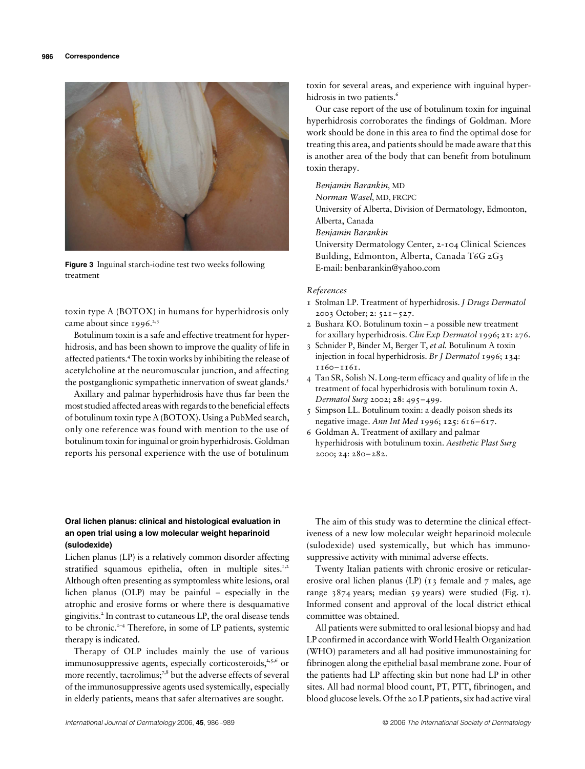Figure 3 Inguinal starch-iodine test two weeks following treatment

toxin type A (BOTOX) in humans for hyperhidrosis only came about since 1996.[2,3]

Botulinum toxin is a safe and effective treatment for hyperhidrosis, and has been shown to improve the quality of life in affected patients.[4] The toxin works by inhibiting the release of acetylcholine at the neuromuscular junction, and affecting the postganglionic sympathetic innervation of sweat glands.[5]

Axillary and palmar hyperhidrosis have thus far been the most studied affected areas with regards to the beneficial effects of botulinum toxin type A (BOTOX). Using a PubMed search, only one reference was found with mention to the use of botulinum toxin for inguinal or groin hyperhidrosis. Goldman reports his personal experience with the use of botulinum toxin for several areas, and experience with inguinal hyperhidrosis in two patients.[6]

Our case report of the use of botulinum toxin for inguinal hyperhidrosis corroborates the findings of Goldman. More work should be done in this area to find the optimal dose for treating this area, and patients should be made aware that this is another area of the body that can benefit from botulinum toxin therapy.

*Benjamin Barankin*, MD
*Norman Wasel*, MD, FRCPC
University of Alberta, Division of Dermatology, Edmonton, Alberta, Canada
*Benjamin Barankin*
University Dermatology Center, 2-104 Clinical Sciences Building, Edmonton, Alberta, Canada T6G 2G3
E-mail: benbarankin@yahoo.com

*References*

1. Stolman LP. Treatment of hyperhidrosis. *J Drugs Dermatol* 2003 October; **2**: 521–527.
2. Bushara KO. Botulinum toxin – a possible new treatment for axillary hyperhidrosis. *Clin Exp Dermatol* 1996; **21**: 276.
3. Schnider P, Binder M, Berger T, *et al.* Botulinum A toxin injection in focal hyperhidrosis. *Br J Dermatol* 1996; **134**: 1160–1161.
4. Tan SR, Solish N. Long-term efficacy and quality of life in the treatment of focal hyperhidrosis with botulinum toxin A. *Dermatol Surg* 2002; **28**: 495–499.
5. Simpson LL. Botulinum toxin: a deadly poison sheds its negative image. *Ann Int Med* 1996; **125**: 616–617.
6. Goldman A. Treatment of axillary and palmar hyperhidrosis with botulinum toxin. *Aesthetic Plast Surg* 2000; **24**: 280–282.

## Oral lichen planus: clinical and histological evaluation in an open trial using a low molecular weight heparinoid (sulodexide)

Lichen planus (LP) is a relatively common disorder affecting stratified squamous epithelia, often in multiple sites.[1,2] Although often presenting as symptomless white lesions, oral lichen planus (OLP) may be painful – especially in the atrophic and erosive forms or where there is desquamative gingivitis.[2] In contrast to cutaneous LP, the oral disease tends to be chronic.[2–4] Therefore, in some of LP patients, systemic therapy is indicated.

Therapy of OLP includes mainly the use of various immunosuppressive agents, especially corticosteroids,[2,5,6] or more recently, tacrolimus;[7,8] but the adverse effects of several of the immunosuppressive agents used systemically, especially in elderly patients, means that safer alternatives are sought.

The aim of this study was to determine the clinical effectiveness of a new low molecular weight heparinoid molecule (sulodexide) used systemically, but which has immunosuppressive activity with minimal adverse effects.

Twenty Italian patients with chronic erosive or reticular-erosive oral lichen planus (LP) (13 female and 7 males, age range 3874 years; median 59 years) were studied (Fig. 1). Informed consent and approval of the local district ethical committee was obtained.

All patients were submitted to oral lesional biopsy and had LP confirmed in accordance with World Health Organization (WHO) parameters and all had positive immunostaining for fibrinogen along the epithelial basal membrane zone. Four of the patients had LP affecting skin but none had LP in other sites. All had normal blood count, PT, PTT, fibrinogen, and blood glucose levels. Of the 20 LP patients, six had active viral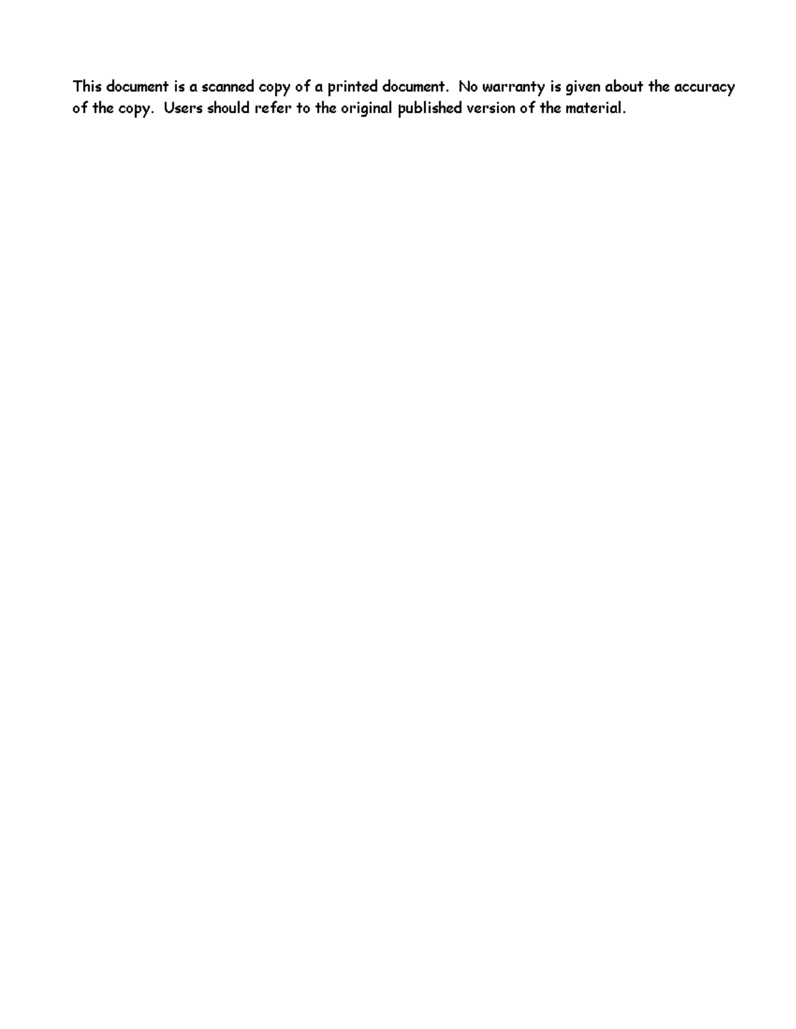This document is a scanned copy of a printed document. No warranty is given about the accuracy of the copy. Users should refer to the original published version of the material.